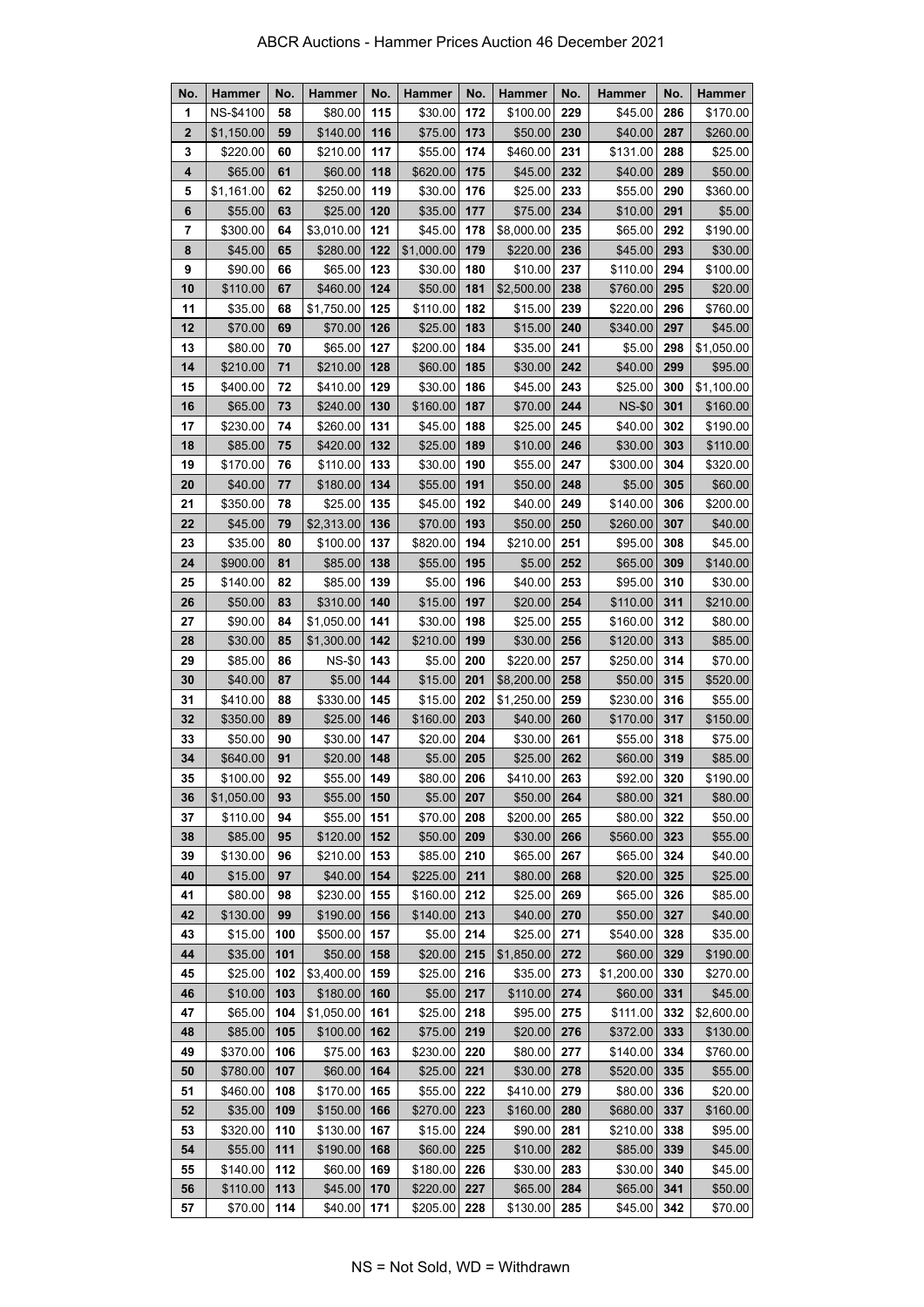# ABCR Auctions - Hammer Prices Auction 46 December 2021

| No. | Hammer | No. | Hammer | No. | Hammer | No. | Hammer | No. | Hammer | No. | Hammer |
|---|---|---|---|---|---|---|---|---|---|---|---|
| 1 | NS-$4100 | 58 | $80.00 | 115 | $30.00 | 172 | $100.00 | 229 | $45.00 | 286 | $170.00 |
| 2 | $1,150.00 | 59 | $140.00 | 116 | $75.00 | 173 | $50.00 | 230 | $40.00 | 287 | $260.00 |
| 3 | $220.00 | 60 | $210.00 | 117 | $55.00 | 174 | $460.00 | 231 | $131.00 | 288 | $25.00 |
| 4 | $65.00 | 61 | $60.00 | 118 | $620.00 | 175 | $45.00 | 232 | $40.00 | 289 | $50.00 |
| 5 | $1,161.00 | 62 | $250.00 | 119 | $30.00 | 176 | $25.00 | 233 | $55.00 | 290 | $360.00 |
| 6 | $55.00 | 63 | $25.00 | 120 | $35.00 | 177 | $75.00 | 234 | $10.00 | 291 | $5.00 |
| 7 | $300.00 | 64 | $3,010.00 | 121 | $45.00 | 178 | $8,000.00 | 235 | $65.00 | 292 | $190.00 |
| 8 | $45.00 | 65 | $280.00 | 122 | $1,000.00 | 179 | $220.00 | 236 | $45.00 | 293 | $30.00 |
| 9 | $90.00 | 66 | $65.00 | 123 | $30.00 | 180 | $10.00 | 237 | $110.00 | 294 | $100.00 |
| 10 | $110.00 | 67 | $460.00 | 124 | $50.00 | 181 | $2,500.00 | 238 | $760.00 | 295 | $20.00 |
| 11 | $35.00 | 68 | $1,750.00 | 125 | $110.00 | 182 | $15.00 | 239 | $220.00 | 296 | $760.00 |
| 12 | $70.00 | 69 | $70.00 | 126 | $25.00 | 183 | $15.00 | 240 | $340.00 | 297 | $45.00 |
| 13 | $80.00 | 70 | $65.00 | 127 | $200.00 | 184 | $35.00 | 241 | $5.00 | 298 | $1,050.00 |
| 14 | $210.00 | 71 | $210.00 | 128 | $60.00 | 185 | $30.00 | 242 | $40.00 | 299 | $95.00 |
| 15 | $400.00 | 72 | $410.00 | 129 | $30.00 | 186 | $45.00 | 243 | $25.00 | 300 | $1,100.00 |
| 16 | $65.00 | 73 | $240.00 | 130 | $160.00 | 187 | $70.00 | 244 | NS-$0 | 301 | $160.00 |
| 17 | $230.00 | 74 | $260.00 | 131 | $45.00 | 188 | $25.00 | 245 | $40.00 | 302 | $190.00 |
| 18 | $85.00 | 75 | $420.00 | 132 | $25.00 | 189 | $10.00 | 246 | $30.00 | 303 | $110.00 |
| 19 | $170.00 | 76 | $110.00 | 133 | $30.00 | 190 | $55.00 | 247 | $300.00 | 304 | $320.00 |
| 20 | $40.00 | 77 | $180.00 | 134 | $55.00 | 191 | $50.00 | 248 | $5.00 | 305 | $60.00 |
| 21 | $350.00 | 78 | $25.00 | 135 | $45.00 | 192 | $40.00 | 249 | $140.00 | 306 | $200.00 |
| 22 | $45.00 | 79 | $2,313.00 | 136 | $70.00 | 193 | $50.00 | 250 | $260.00 | 307 | $40.00 |
| 23 | $35.00 | 80 | $100.00 | 137 | $820.00 | 194 | $210.00 | 251 | $95.00 | 308 | $45.00 |
| 24 | $900.00 | 81 | $85.00 | 138 | $55.00 | 195 | $5.00 | 252 | $65.00 | 309 | $140.00 |
| 25 | $140.00 | 82 | $85.00 | 139 | $5.00 | 196 | $40.00 | 253 | $95.00 | 310 | $30.00 |
| 26 | $50.00 | 83 | $310.00 | 140 | $15.00 | 197 | $20.00 | 254 | $110.00 | 311 | $210.00 |
| 27 | $90.00 | 84 | $1,050.00 | 141 | $30.00 | 198 | $25.00 | 255 | $160.00 | 312 | $80.00 |
| 28 | $30.00 | 85 | $1,300.00 | 142 | $210.00 | 199 | $30.00 | 256 | $120.00 | 313 | $85.00 |
| 29 | $85.00 | 86 | NS-$0 | 143 | $5.00 | 200 | $220.00 | 257 | $250.00 | 314 | $70.00 |
| 30 | $40.00 | 87 | $5.00 | 144 | $15.00 | 201 | $8,200.00 | 258 | $50.00 | 315 | $520.00 |
| 31 | $410.00 | 88 | $330.00 | 145 | $15.00 | 202 | $1,250.00 | 259 | $230.00 | 316 | $55.00 |
| 32 | $350.00 | 89 | $25.00 | 146 | $160.00 | 203 | $40.00 | 260 | $170.00 | 317 | $150.00 |
| 33 | $50.00 | 90 | $30.00 | 147 | $20.00 | 204 | $30.00 | 261 | $55.00 | 318 | $75.00 |
| 34 | $640.00 | 91 | $20.00 | 148 | $5.00 | 205 | $25.00 | 262 | $60.00 | 319 | $85.00 |
| 35 | $100.00 | 92 | $55.00 | 149 | $80.00 | 206 | $410.00 | 263 | $92.00 | 320 | $190.00 |
| 36 | $1,050.00 | 93 | $55.00 | 150 | $5.00 | 207 | $50.00 | 264 | $80.00 | 321 | $80.00 |
| 37 | $110.00 | 94 | $55.00 | 151 | $70.00 | 208 | $200.00 | 265 | $80.00 | 322 | $50.00 |
| 38 | $85.00 | 95 | $120.00 | 152 | $50.00 | 209 | $30.00 | 266 | $560.00 | 323 | $55.00 |
| 39 | $130.00 | 96 | $210.00 | 153 | $85.00 | 210 | $65.00 | 267 | $65.00 | 324 | $40.00 |
| 40 | $15.00 | 97 | $40.00 | 154 | $225.00 | 211 | $80.00 | 268 | $20.00 | 325 | $25.00 |
| 41 | $80.00 | 98 | $230.00 | 155 | $160.00 | 212 | $25.00 | 269 | $65.00 | 326 | $85.00 |
| 42 | $130.00 | 99 | $190.00 | 156 | $140.00 | 213 | $40.00 | 270 | $50.00 | 327 | $40.00 |
| 43 | $15.00 | 100 | $500.00 | 157 | $5.00 | 214 | $25.00 | 271 | $540.00 | 328 | $35.00 |
| 44 | $35.00 | 101 | $50.00 | 158 | $20.00 | 215 | $1,850.00 | 272 | $60.00 | 329 | $190.00 |
| 45 | $25.00 | 102 | $3,400.00 | 159 | $25.00 | 216 | $35.00 | 273 | $1,200.00 | 330 | $270.00 |
| 46 | $10.00 | 103 | $180.00 | 160 | $5.00 | 217 | $110.00 | 274 | $60.00 | 331 | $45.00 |
| 47 | $65.00 | 104 | $1,050.00 | 161 | $25.00 | 218 | $95.00 | 275 | $111.00 | 332 | $2,600.00 |
| 48 | $85.00 | 105 | $100.00 | 162 | $75.00 | 219 | $20.00 | 276 | $372.00 | 333 | $130.00 |
| 49 | $370.00 | 106 | $75.00 | 163 | $230.00 | 220 | $80.00 | 277 | $140.00 | 334 | $760.00 |
| 50 | $780.00 | 107 | $60.00 | 164 | $25.00 | 221 | $30.00 | 278 | $520.00 | 335 | $55.00 |
| 51 | $460.00 | 108 | $170.00 | 165 | $55.00 | 222 | $410.00 | 279 | $80.00 | 336 | $20.00 |
| 52 | $35.00 | 109 | $150.00 | 166 | $270.00 | 223 | $160.00 | 280 | $680.00 | 337 | $160.00 |
| 53 | $320.00 | 110 | $130.00 | 167 | $15.00 | 224 | $90.00 | 281 | $210.00 | 338 | $95.00 |
| 54 | $55.00 | 111 | $190.00 | 168 | $60.00 | 225 | $10.00 | 282 | $85.00 | 339 | $45.00 |
| 55 | $140.00 | 112 | $60.00 | 169 | $180.00 | 226 | $30.00 | 283 | $30.00 | 340 | $45.00 |
| 56 | $110.00 | 113 | $45.00 | 170 | $220.00 | 227 | $65.00 | 284 | $65.00 | 341 | $50.00 |
| 57 | $70.00 | 114 | $40.00 | 171 | $205.00 | 228 | $130.00 | 285 | $45.00 | 342 | $70.00 |

NS = Not Sold, WD = Withdrawn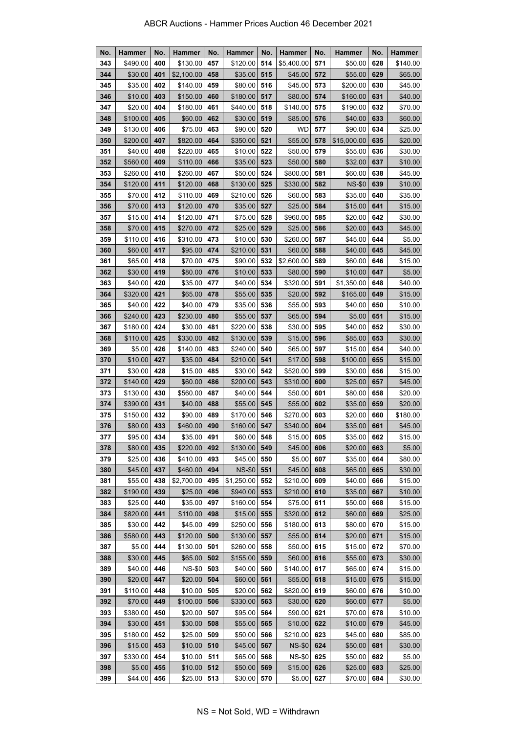# ABCR Auctions - Hammer Prices Auction 46 December 2021

| No. | Hammer | No. | Hammer | No. | Hammer | No. | Hammer | No. | Hammer | No. | Hammer |
|---|---|---|---|---|---|---|---|---|---|---|---|
| 343 | $490.00 | 400 | $130.00 | 457 | $120.00 | 514 | $5,400.00 | 571 | $50.00 | 628 | $140.00 |
| 344 | $30.00 | 401 | $2,100.00 | 458 | $35.00 | 515 | $45.00 | 572 | $55.00 | 629 | $65.00 |
| 345 | $35.00 | 402 | $140.00 | 459 | $80.00 | 516 | $45.00 | 573 | $200.00 | 630 | $45.00 |
| 346 | $10.00 | 403 | $150.00 | 460 | $180.00 | 517 | $80.00 | 574 | $160.00 | 631 | $40.00 |
| 347 | $20.00 | 404 | $180.00 | 461 | $440.00 | 518 | $140.00 | 575 | $190.00 | 632 | $70.00 |
| 348 | $100.00 | 405 | $60.00 | 462 | $30.00 | 519 | $85.00 | 576 | $40.00 | 633 | $60.00 |
| 349 | $130.00 | 406 | $75.00 | 463 | $90.00 | 520 | WD | 577 | $90.00 | 634 | $25.00 |
| 350 | $200.00 | 407 | $820.00 | 464 | $350.00 | 521 | $55.00 | 578 | $15,000.00 | 635 | $20.00 |
| 351 | $40.00 | 408 | $220.00 | 465 | $10.00 | 522 | $50.00 | 579 | $55.00 | 636 | $30.00 |
| 352 | $560.00 | 409 | $110.00 | 466 | $35.00 | 523 | $50.00 | 580 | $32.00 | 637 | $10.00 |
| 353 | $260.00 | 410 | $260.00 | 467 | $50.00 | 524 | $800.00 | 581 | $60.00 | 638 | $45.00 |
| 354 | $120.00 | 411 | $120.00 | 468 | $130.00 | 525 | $330.00 | 582 | NS-$0 | 639 | $10.00 |
| 355 | $70.00 | 412 | $110.00 | 469 | $210.00 | 526 | $60.00 | 583 | $35.00 | 640 | $35.00 |
| 356 | $70.00 | 413 | $120.00 | 470 | $35.00 | 527 | $25.00 | 584 | $15.00 | 641 | $15.00 |
| 357 | $15.00 | 414 | $120.00 | 471 | $75.00 | 528 | $960.00 | 585 | $20.00 | 642 | $30.00 |
| 358 | $70.00 | 415 | $270.00 | 472 | $25.00 | 529 | $25.00 | 586 | $20.00 | 643 | $45.00 |
| 359 | $110.00 | 416 | $310.00 | 473 | $10.00 | 530 | $260.00 | 587 | $45.00 | 644 | $5.00 |
| 360 | $60.00 | 417 | $95.00 | 474 | $210.00 | 531 | $60.00 | 588 | $40.00 | 645 | $45.00 |
| 361 | $65.00 | 418 | $70.00 | 475 | $90.00 | 532 | $2,600.00 | 589 | $60.00 | 646 | $15.00 |
| 362 | $30.00 | 419 | $80.00 | 476 | $10.00 | 533 | $80.00 | 590 | $10.00 | 647 | $5.00 |
| 363 | $40.00 | 420 | $35.00 | 477 | $40.00 | 534 | $320.00 | 591 | $1,350.00 | 648 | $40.00 |
| 364 | $320.00 | 421 | $65.00 | 478 | $55.00 | 535 | $20.00 | 592 | $165.00 | 649 | $15.00 |
| 365 | $40.00 | 422 | $40.00 | 479 | $35.00 | 536 | $55.00 | 593 | $40.00 | 650 | $10.00 |
| 366 | $240.00 | 423 | $230.00 | 480 | $55.00 | 537 | $65.00 | 594 | $5.00 | 651 | $15.00 |
| 367 | $180.00 | 424 | $30.00 | 481 | $220.00 | 538 | $30.00 | 595 | $40.00 | 652 | $30.00 |
| 368 | $110.00 | 425 | $330.00 | 482 | $130.00 | 539 | $15.00 | 596 | $85.00 | 653 | $30.00 |
| 369 | $5.00 | 426 | $140.00 | 483 | $240.00 | 540 | $65.00 | 597 | $15.00 | 654 | $40.00 |
| 370 | $10.00 | 427 | $35.00 | 484 | $210.00 | 541 | $17.00 | 598 | $100.00 | 655 | $15.00 |
| 371 | $30.00 | 428 | $15.00 | 485 | $30.00 | 542 | $520.00 | 599 | $30.00 | 656 | $15.00 |
| 372 | $140.00 | 429 | $60.00 | 486 | $200.00 | 543 | $310.00 | 600 | $25.00 | 657 | $45.00 |
| 373 | $130.00 | 430 | $560.00 | 487 | $40.00 | 544 | $50.00 | 601 | $80.00 | 658 | $20.00 |
| 374 | $390.00 | 431 | $40.00 | 488 | $55.00 | 545 | $55.00 | 602 | $35.00 | 659 | $20.00 |
| 375 | $150.00 | 432 | $90.00 | 489 | $170.00 | 546 | $270.00 | 603 | $20.00 | 660 | $180.00 |
| 376 | $80.00 | 433 | $460.00 | 490 | $160.00 | 547 | $340.00 | 604 | $35.00 | 661 | $45.00 |
| 377 | $95.00 | 434 | $35.00 | 491 | $60.00 | 548 | $15.00 | 605 | $35.00 | 662 | $15.00 |
| 378 | $80.00 | 435 | $220.00 | 492 | $130.00 | 549 | $45.00 | 606 | $20.00 | 663 | $5.00 |
| 379 | $25.00 | 436 | $410.00 | 493 | $45.00 | 550 | $5.00 | 607 | $35.00 | 664 | $80.00 |
| 380 | $45.00 | 437 | $460.00 | 494 | NS-$0 | 551 | $45.00 | 608 | $65.00 | 665 | $30.00 |
| 381 | $55.00 | 438 | $2,700.00 | 495 | $1,250.00 | 552 | $210.00 | 609 | $40.00 | 666 | $15.00 |
| 382 | $190.00 | 439 | $25.00 | 496 | $940.00 | 553 | $210.00 | 610 | $35.00 | 667 | $10.00 |
| 383 | $25.00 | 440 | $35.00 | 497 | $160.00 | 554 | $75.00 | 611 | $50.00 | 668 | $15.00 |
| 384 | $820.00 | 441 | $110.00 | 498 | $15.00 | 555 | $320.00 | 612 | $60.00 | 669 | $25.00 |
| 385 | $30.00 | 442 | $45.00 | 499 | $250.00 | 556 | $180.00 | 613 | $80.00 | 670 | $15.00 |
| 386 | $580.00 | 443 | $120.00 | 500 | $130.00 | 557 | $55.00 | 614 | $20.00 | 671 | $15.00 |
| 387 | $5.00 | 444 | $130.00 | 501 | $260.00 | 558 | $50.00 | 615 | $15.00 | 672 | $70.00 |
| 388 | $30.00 | 445 | $65.00 | 502 | $155.00 | 559 | $60.00 | 616 | $55.00 | 673 | $30.00 |
| 389 | $40.00 | 446 | NS-$0 | 503 | $40.00 | 560 | $140.00 | 617 | $65.00 | 674 | $15.00 |
| 390 | $20.00 | 447 | $20.00 | 504 | $60.00 | 561 | $55.00 | 618 | $15.00 | 675 | $15.00 |
| 391 | $110.00 | 448 | $10.00 | 505 | $20.00 | 562 | $820.00 | 619 | $60.00 | 676 | $10.00 |
| 392 | $70.00 | 449 | $100.00 | 506 | $330.00 | 563 | $30.00 | 620 | $60.00 | 677 | $5.00 |
| 393 | $380.00 | 450 | $20.00 | 507 | $95.00 | 564 | $90.00 | 621 | $70.00 | 678 | $10.00 |
| 394 | $30.00 | 451 | $30.00 | 508 | $55.00 | 565 | $10.00 | 622 | $10.00 | 679 | $45.00 |
| 395 | $180.00 | 452 | $25.00 | 509 | $50.00 | 566 | $210.00 | 623 | $45.00 | 680 | $85.00 |
| 396 | $15.00 | 453 | $10.00 | 510 | $45.00 | 567 | NS-$0 | 624 | $50.00 | 681 | $30.00 |
| 397 | $330.00 | 454 | $10.00 | 511 | $65.00 | 568 | NS-$0 | 625 | $50.00 | 682 | $5.00 |
| 398 | $5.00 | 455 | $10.00 | 512 | $50.00 | 569 | $15.00 | 626 | $25.00 | 683 | $25.00 |
| 399 | $44.00 | 456 | $25.00 | 513 | $30.00 | 570 | $5.00 | 627 | $70.00 | 684 | $30.00 |

NS = Not Sold, WD = Withdrawn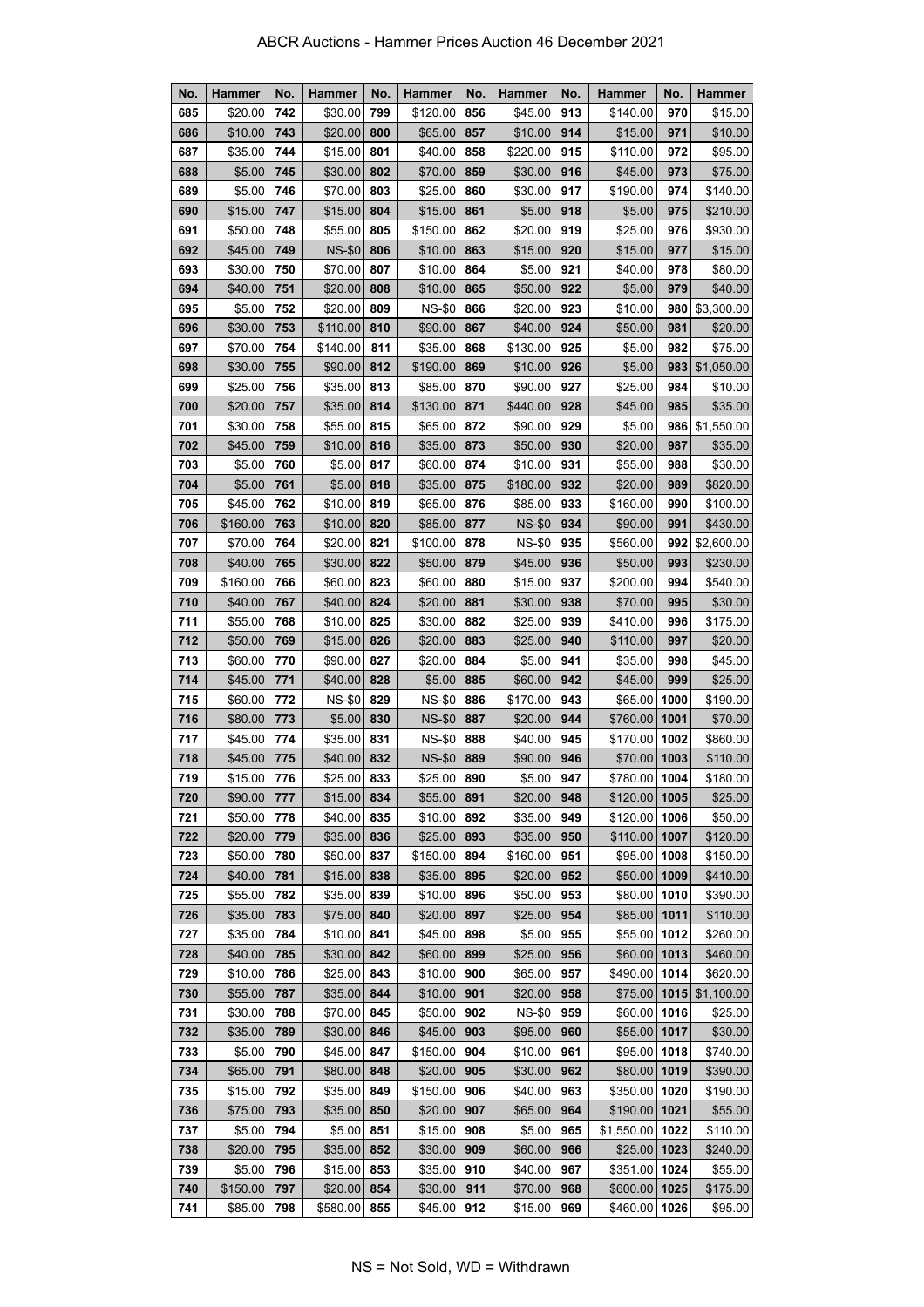# ABCR Auctions - Hammer Prices Auction 46 December 2021

| No. | Hammer | No. | Hammer | No. | Hammer | No. | Hammer | No. | Hammer | No. | Hammer |
|---|---|---|---|---|---|---|---|---|---|---|---|
| 685 | $20.00 | 742 | $30.00 | 799 | $120.00 | 856 | $45.00 | 913 | $140.00 | 970 | $15.00 |
| 686 | $10.00 | 743 | $20.00 | 800 | $65.00 | 857 | $10.00 | 914 | $15.00 | 971 | $10.00 |
| 687 | $35.00 | 744 | $15.00 | 801 | $40.00 | 858 | $220.00 | 915 | $110.00 | 972 | $95.00 |
| 688 | $5.00 | 745 | $30.00 | 802 | $70.00 | 859 | $30.00 | 916 | $45.00 | 973 | $75.00 |
| 689 | $5.00 | 746 | $70.00 | 803 | $25.00 | 860 | $30.00 | 917 | $190.00 | 974 | $140.00 |
| 690 | $15.00 | 747 | $15.00 | 804 | $15.00 | 861 | $5.00 | 918 | $5.00 | 975 | $210.00 |
| 691 | $50.00 | 748 | $55.00 | 805 | $150.00 | 862 | $20.00 | 919 | $25.00 | 976 | $930.00 |
| 692 | $45.00 | 749 | NS-$0 | 806 | $10.00 | 863 | $15.00 | 920 | $15.00 | 977 | $15.00 |
| 693 | $30.00 | 750 | $70.00 | 807 | $10.00 | 864 | $5.00 | 921 | $40.00 | 978 | $80.00 |
| 694 | $40.00 | 751 | $20.00 | 808 | $10.00 | 865 | $50.00 | 922 | $5.00 | 979 | $40.00 |
| 695 | $5.00 | 752 | $20.00 | 809 | NS-$0 | 866 | $20.00 | 923 | $10.00 | 980 | $3,300.00 |
| 696 | $30.00 | 753 | $110.00 | 810 | $90.00 | 867 | $40.00 | 924 | $50.00 | 981 | $20.00 |
| 697 | $70.00 | 754 | $140.00 | 811 | $35.00 | 868 | $130.00 | 925 | $5.00 | 982 | $75.00 |
| 698 | $30.00 | 755 | $90.00 | 812 | $190.00 | 869 | $10.00 | 926 | $5.00 | 983 | $1,050.00 |
| 699 | $25.00 | 756 | $35.00 | 813 | $85.00 | 870 | $90.00 | 927 | $25.00 | 984 | $10.00 |
| 700 | $20.00 | 757 | $35.00 | 814 | $130.00 | 871 | $440.00 | 928 | $45.00 | 985 | $35.00 |
| 701 | $30.00 | 758 | $55.00 | 815 | $65.00 | 872 | $90.00 | 929 | $5.00 | 986 | $1,550.00 |
| 702 | $45.00 | 759 | $10.00 | 816 | $35.00 | 873 | $50.00 | 930 | $20.00 | 987 | $35.00 |
| 703 | $5.00 | 760 | $5.00 | 817 | $60.00 | 874 | $10.00 | 931 | $55.00 | 988 | $30.00 |
| 704 | $5.00 | 761 | $5.00 | 818 | $35.00 | 875 | $180.00 | 932 | $20.00 | 989 | $820.00 |
| 705 | $45.00 | 762 | $10.00 | 819 | $65.00 | 876 | $85.00 | 933 | $160.00 | 990 | $100.00 |
| 706 | $160.00 | 763 | $10.00 | 820 | $85.00 | 877 | NS-$0 | 934 | $90.00 | 991 | $430.00 |
| 707 | $70.00 | 764 | $20.00 | 821 | $100.00 | 878 | NS-$0 | 935 | $560.00 | 992 | $2,600.00 |
| 708 | $40.00 | 765 | $30.00 | 822 | $50.00 | 879 | $45.00 | 936 | $50.00 | 993 | $230.00 |
| 709 | $160.00 | 766 | $60.00 | 823 | $60.00 | 880 | $15.00 | 937 | $200.00 | 994 | $540.00 |
| 710 | $40.00 | 767 | $40.00 | 824 | $20.00 | 881 | $30.00 | 938 | $70.00 | 995 | $30.00 |
| 711 | $55.00 | 768 | $10.00 | 825 | $30.00 | 882 | $25.00 | 939 | $410.00 | 996 | $175.00 |
| 712 | $50.00 | 769 | $15.00 | 826 | $20.00 | 883 | $25.00 | 940 | $110.00 | 997 | $20.00 |
| 713 | $60.00 | 770 | $90.00 | 827 | $20.00 | 884 | $5.00 | 941 | $35.00 | 998 | $45.00 |
| 714 | $45.00 | 771 | $40.00 | 828 | $5.00 | 885 | $60.00 | 942 | $45.00 | 999 | $25.00 |
| 715 | $60.00 | 772 | NS-$0 | 829 | NS-$0 | 886 | $170.00 | 943 | $65.00 | 1000 | $190.00 |
| 716 | $80.00 | 773 | $5.00 | 830 | NS-$0 | 887 | $20.00 | 944 | $760.00 | 1001 | $70.00 |
| 717 | $45.00 | 774 | $35.00 | 831 | NS-$0 | 888 | $40.00 | 945 | $170.00 | 1002 | $860.00 |
| 718 | $45.00 | 775 | $40.00 | 832 | NS-$0 | 889 | $90.00 | 946 | $70.00 | 1003 | $110.00 |
| 719 | $15.00 | 776 | $25.00 | 833 | $25.00 | 890 | $5.00 | 947 | $780.00 | 1004 | $180.00 |
| 720 | $90.00 | 777 | $15.00 | 834 | $55.00 | 891 | $20.00 | 948 | $120.00 | 1005 | $25.00 |
| 721 | $50.00 | 778 | $40.00 | 835 | $10.00 | 892 | $35.00 | 949 | $120.00 | 1006 | $50.00 |
| 722 | $20.00 | 779 | $35.00 | 836 | $25.00 | 893 | $35.00 | 950 | $110.00 | 1007 | $120.00 |
| 723 | $50.00 | 780 | $50.00 | 837 | $150.00 | 894 | $160.00 | 951 | $95.00 | 1008 | $150.00 |
| 724 | $40.00 | 781 | $15.00 | 838 | $35.00 | 895 | $20.00 | 952 | $50.00 | 1009 | $410.00 |
| 725 | $55.00 | 782 | $35.00 | 839 | $10.00 | 896 | $50.00 | 953 | $80.00 | 1010 | $390.00 |
| 726 | $35.00 | 783 | $75.00 | 840 | $20.00 | 897 | $25.00 | 954 | $85.00 | 1011 | $110.00 |
| 727 | $35.00 | 784 | $10.00 | 841 | $45.00 | 898 | $5.00 | 955 | $55.00 | 1012 | $260.00 |
| 728 | $40.00 | 785 | $30.00 | 842 | $60.00 | 899 | $25.00 | 956 | $60.00 | 1013 | $460.00 |
| 729 | $10.00 | 786 | $25.00 | 843 | $10.00 | 900 | $65.00 | 957 | $490.00 | 1014 | $620.00 |
| 730 | $55.00 | 787 | $35.00 | 844 | $10.00 | 901 | $20.00 | 958 | $75.00 | 1015 | $1,100.00 |
| 731 | $30.00 | 788 | $70.00 | 845 | $50.00 | 902 | NS-$0 | 959 | $60.00 | 1016 | $25.00 |
| 732 | $35.00 | 789 | $30.00 | 846 | $45.00 | 903 | $95.00 | 960 | $55.00 | 1017 | $30.00 |
| 733 | $5.00 | 790 | $45.00 | 847 | $150.00 | 904 | $10.00 | 961 | $95.00 | 1018 | $740.00 |
| 734 | $65.00 | 791 | $80.00 | 848 | $20.00 | 905 | $30.00 | 962 | $80.00 | 1019 | $390.00 |
| 735 | $15.00 | 792 | $35.00 | 849 | $150.00 | 906 | $40.00 | 963 | $350.00 | 1020 | $190.00 |
| 736 | $75.00 | 793 | $35.00 | 850 | $20.00 | 907 | $65.00 | 964 | $190.00 | 1021 | $55.00 |
| 737 | $5.00 | 794 | $5.00 | 851 | $15.00 | 908 | $5.00 | 965 | $1,550.00 | 1022 | $110.00 |
| 738 | $20.00 | 795 | $35.00 | 852 | $30.00 | 909 | $60.00 | 966 | $25.00 | 1023 | $240.00 |
| 739 | $5.00 | 796 | $15.00 | 853 | $35.00 | 910 | $40.00 | 967 | $351.00 | 1024 | $55.00 |
| 740 | $150.00 | 797 | $20.00 | 854 | $30.00 | 911 | $70.00 | 968 | $600.00 | 1025 | $175.00 |
| 741 | $85.00 | 798 | $580.00 | 855 | $45.00 | 912 | $15.00 | 969 | $460.00 | 1026 | $95.00 |

NS = Not Sold, WD = Withdrawn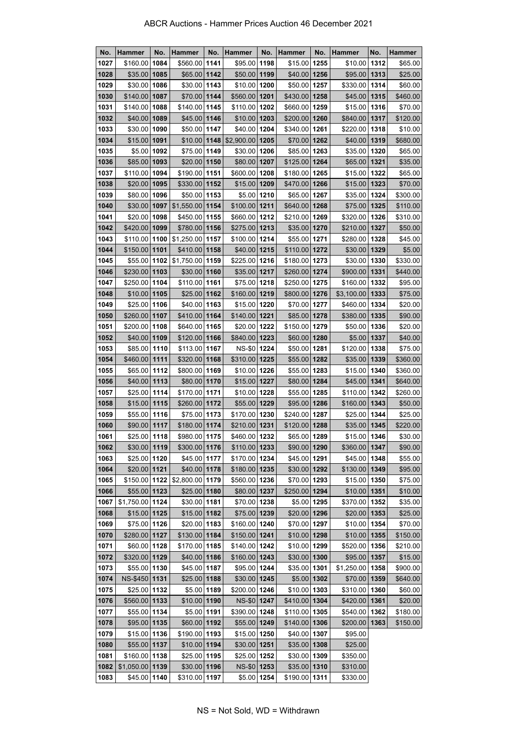# ABCR Auctions - Hammer Prices Auction 46 December 2021

| No. | Hammer | No. | Hammer | No. | Hammer | No. | Hammer | No. | Hammer | No. | Hammer |
|---|---|---|---|---|---|---|---|---|---|---|---|
| 1027 | $160.00 | 1084 | $560.00 | 1141 | $95.00 | 1198 | $15.00 | 1255 | $10.00 | 1312 | $65.00 |
| 1028 | $35.00 | 1085 | $65.00 | 1142 | $50.00 | 1199 | $40.00 | 1256 | $95.00 | 1313 | $25.00 |
| 1029 | $30.00 | 1086 | $30.00 | 1143 | $10.00 | 1200 | $50.00 | 1257 | $330.00 | 1314 | $60.00 |
| 1030 | $140.00 | 1087 | $70.00 | 1144 | $560.00 | 1201 | $430.00 | 1258 | $45.00 | 1315 | $460.00 |
| 1031 | $140.00 | 1088 | $140.00 | 1145 | $110.00 | 1202 | $660.00 | 1259 | $15.00 | 1316 | $70.00 |
| 1032 | $40.00 | 1089 | $45.00 | 1146 | $10.00 | 1203 | $200.00 | 1260 | $840.00 | 1317 | $120.00 |
| 1033 | $30.00 | 1090 | $50.00 | 1147 | $40.00 | 1204 | $340.00 | 1261 | $220.00 | 1318 | $10.00 |
| 1034 | $15.00 | 1091 | $10.00 | 1148 | $2,900.00 | 1205 | $70.00 | 1262 | $40.00 | 1319 | $680.00 |
| 1035 | $5.00 | 1092 | $75.00 | 1149 | $30.00 | 1206 | $85.00 | 1263 | $35.00 | 1320 | $65.00 |
| 1036 | $85.00 | 1093 | $20.00 | 1150 | $80.00 | 1207 | $125.00 | 1264 | $65.00 | 1321 | $35.00 |
| 1037 | $110.00 | 1094 | $190.00 | 1151 | $600.00 | 1208 | $180.00 | 1265 | $15.00 | 1322 | $65.00 |
| 1038 | $20.00 | 1095 | $330.00 | 1152 | $15.00 | 1209 | $470.00 | 1266 | $15.00 | 1323 | $70.00 |
| 1039 | $80.00 | 1096 | $50.00 | 1153 | $5.00 | 1210 | $65.00 | 1267 | $35.00 | 1324 | $300.00 |
| 1040 | $30.00 | 1097 | $1,550.00 | 1154 | $100.00 | 1211 | $640.00 | 1268 | $75.00 | 1325 | $110.00 |
| 1041 | $20.00 | 1098 | $450.00 | 1155 | $660.00 | 1212 | $210.00 | 1269 | $320.00 | 1326 | $310.00 |
| 1042 | $420.00 | 1099 | $780.00 | 1156 | $275.00 | 1213 | $35.00 | 1270 | $210.00 | 1327 | $50.00 |
| 1043 | $110.00 | 1100 | $1,250.00 | 1157 | $100.00 | 1214 | $55.00 | 1271 | $280.00 | 1328 | $45.00 |
| 1044 | $150.00 | 1101 | $410.00 | 1158 | $40.00 | 1215 | $110.00 | 1272 | $30.00 | 1329 | $5.00 |
| 1045 | $55.00 | 1102 | $1,750.00 | 1159 | $225.00 | 1216 | $180.00 | 1273 | $30.00 | 1330 | $330.00 |
| 1046 | $230.00 | 1103 | $30.00 | 1160 | $35.00 | 1217 | $260.00 | 1274 | $900.00 | 1331 | $440.00 |
| 1047 | $250.00 | 1104 | $110.00 | 1161 | $75.00 | 1218 | $250.00 | 1275 | $160.00 | 1332 | $95.00 |
| 1048 | $10.00 | 1105 | $25.00 | 1162 | $160.00 | 1219 | $800.00 | 1276 | $3,100.00 | 1333 | $75.00 |
| 1049 | $25.00 | 1106 | $40.00 | 1163 | $15.00 | 1220 | $70.00 | 1277 | $460.00 | 1334 | $20.00 |
| 1050 | $260.00 | 1107 | $410.00 | 1164 | $140.00 | 1221 | $85.00 | 1278 | $380.00 | 1335 | $90.00 |
| 1051 | $200.00 | 1108 | $640.00 | 1165 | $20.00 | 1222 | $150.00 | 1279 | $50.00 | 1336 | $20.00 |
| 1052 | $40.00 | 1109 | $120.00 | 1166 | $840.00 | 1223 | $60.00 | 1280 | $5.00 | 1337 | $40.00 |
| 1053 | $85.00 | 1110 | $113.00 | 1167 | NS-$0 | 1224 | $50.00 | 1281 | $120.00 | 1338 | $75.00 |
| 1054 | $460.00 | 1111 | $320.00 | 1168 | $310.00 | 1225 | $55.00 | 1282 | $35.00 | 1339 | $360.00 |
| 1055 | $65.00 | 1112 | $800.00 | 1169 | $10.00 | 1226 | $55.00 | 1283 | $15.00 | 1340 | $360.00 |
| 1056 | $40.00 | 1113 | $80.00 | 1170 | $15.00 | 1227 | $80.00 | 1284 | $45.00 | 1341 | $640.00 |
| 1057 | $25.00 | 1114 | $170.00 | 1171 | $10.00 | 1228 | $55.00 | 1285 | $110.00 | 1342 | $260.00 |
| 1058 | $15.00 | 1115 | $260.00 | 1172 | $55.00 | 1229 | $95.00 | 1286 | $160.00 | 1343 | $50.00 |
| 1059 | $55.00 | 1116 | $75.00 | 1173 | $170.00 | 1230 | $240.00 | 1287 | $25.00 | 1344 | $25.00 |
| 1060 | $90.00 | 1117 | $180.00 | 1174 | $210.00 | 1231 | $120.00 | 1288 | $35.00 | 1345 | $220.00 |
| 1061 | $25.00 | 1118 | $980.00 | 1175 | $460.00 | 1232 | $65.00 | 1289 | $15.00 | 1346 | $30.00 |
| 1062 | $30.00 | 1119 | $300.00 | 1176 | $110.00 | 1233 | $90.00 | 1290 | $360.00 | 1347 | $90.00 |
| 1063 | $25.00 | 1120 | $45.00 | 1177 | $170.00 | 1234 | $45.00 | 1291 | $45.00 | 1348 | $55.00 |
| 1064 | $20.00 | 1121 | $40.00 | 1178 | $180.00 | 1235 | $30.00 | 1292 | $130.00 | 1349 | $95.00 |
| 1065 | $150.00 | 1122 | $2,800.00 | 1179 | $560.00 | 1236 | $70.00 | 1293 | $15.00 | 1350 | $75.00 |
| 1066 | $55.00 | 1123 | $25.00 | 1180 | $80.00 | 1237 | $250.00 | 1294 | $10.00 | 1351 | $10.00 |
| 1067 | $1,750.00 | 1124 | $30.00 | 1181 | $70.00 | 1238 | $5.00 | 1295 | $370.00 | 1352 | $35.00 |
| 1068 | $15.00 | 1125 | $15.00 | 1182 | $75.00 | 1239 | $20.00 | 1296 | $20.00 | 1353 | $25.00 |
| 1069 | $75.00 | 1126 | $20.00 | 1183 | $160.00 | 1240 | $70.00 | 1297 | $10.00 | 1354 | $70.00 |
| 1070 | $280.00 | 1127 | $130.00 | 1184 | $150.00 | 1241 | $10.00 | 1298 | $10.00 | 1355 | $150.00 |
| 1071 | $60.00 | 1128 | $170.00 | 1185 | $140.00 | 1242 | $10.00 | 1299 | $520.00 | 1356 | $210.00 |
| 1072 | $320.00 | 1129 | $40.00 | 1186 | $160.00 | 1243 | $30.00 | 1300 | $95.00 | 1357 | $15.00 |
| 1073 | $55.00 | 1130 | $45.00 | 1187 | $95.00 | 1244 | $35.00 | 1301 | $1,250.00 | 1358 | $900.00 |
| 1074 | NS-$450 | 1131 | $25.00 | 1188 | $30.00 | 1245 | $5.00 | 1302 | $70.00 | 1359 | $640.00 |
| 1075 | $25.00 | 1132 | $5.00 | 1189 | $200.00 | 1246 | $10.00 | 1303 | $310.00 | 1360 | $60.00 |
| 1076 | $560.00 | 1133 | $10.00 | 1190 | NS-$0 | 1247 | $410.00 | 1304 | $420.00 | 1361 | $20.00 |
| 1077 | $55.00 | 1134 | $5.00 | 1191 | $390.00 | 1248 | $110.00 | 1305 | $540.00 | 1362 | $180.00 |
| 1078 | $95.00 | 1135 | $60.00 | 1192 | $55.00 | 1249 | $140.00 | 1306 | $200.00 | 1363 | $150.00 |
| 1079 | $15.00 | 1136 | $190.00 | 1193 | $15.00 | 1250 | $40.00 | 1307 | $95.00 | | |
| 1080 | $55.00 | 1137 | $10.00 | 1194 | $30.00 | 1251 | $35.00 | 1308 | $25.00 | | |
| 1081 | $160.00 | 1138 | $25.00 | 1195 | $25.00 | 1252 | $30.00 | 1309 | $350.00 | | |
| 1082 | $1,050.00 | 1139 | $30.00 | 1196 | NS-$0 | 1253 | $35.00 | 1310 | $310.00 | | |
| 1083 | $45.00 | 1140 | $310.00 | 1197 | $5.00 | 1254 | $190.00 | 1311 | $330.00 | | |

NS = Not Sold, WD = Withdrawn